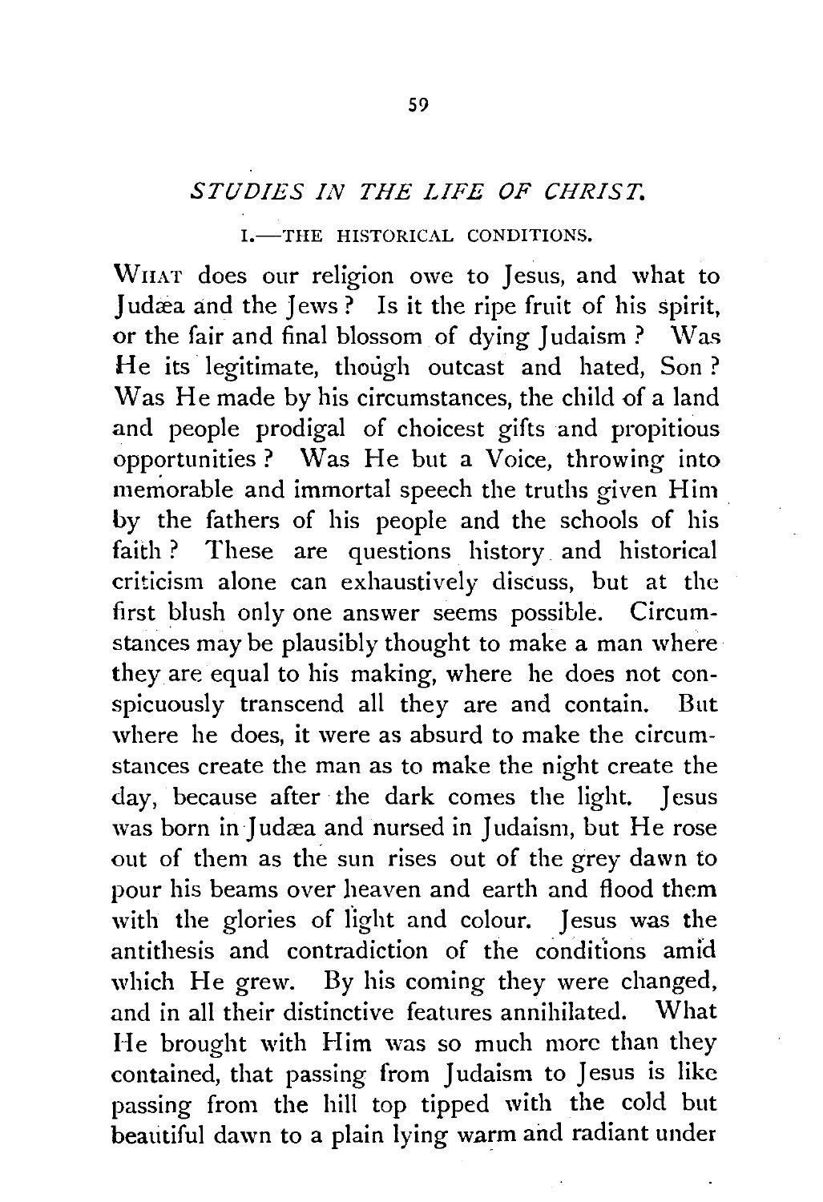## *STUDIES IN THE LIFE OF CHRIST.*

### I.—THE HISTORICAL CONDITIONS.

WHAT does our religion owe to Jesus, and what to Judæa and the Jews? Is it the ripe fruit of his spirit, or the fair and final blossom of dying Judaism? Was He its legitimate, though outcast and hated, Son? Was He made by his circumstances, the child of a land and people prodigal of choicest gifts and propitious opportunities? Was He but a Voice, throwing into memorable and immortal speech the truths given Him by the fathers of his people and the schools of his faith? These are questions history and historical criticism alone can exhaustively discuss, but at the first blush only one answer seems possible. Circumstances may be plausibly thought to make a man where they are equal to his making, where he does not conspicuously transcend all they are and contain. But where he does, it were as absurd to make the circumstances create the man as to make the night create the day, because after the dark comes the light. Jesus was born in Judæa and nursed in Judaism, but He rose out of them as the sun rises out of the grey dawn to pour his beams over heaven and earth and flood them with the glories of light and colour. Jesus was the antithesis and contradiction of the conditions amid which He grew. By his coming they were changed, and in all their distinctive features annihilated. What He brought with Him was so much more than they contained, that passing from Judaism to Jesus is like passing from the hill top tipped with the cold but beautiful dawn to a plain lying warm and radiant under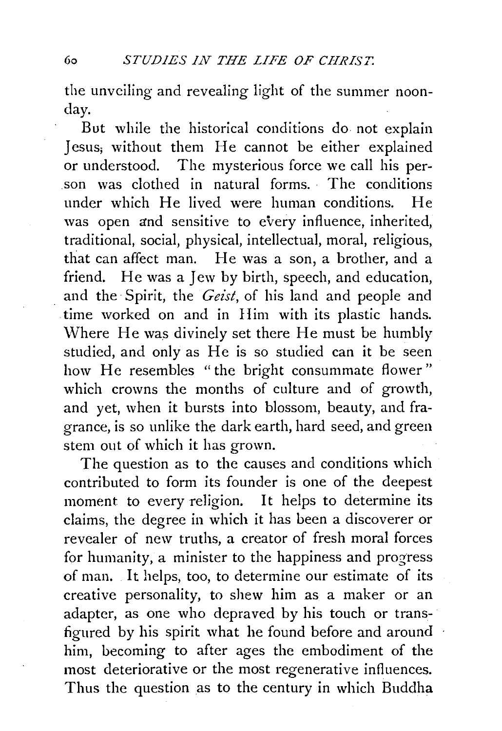the unveiling and revealing light of the summer noonday.

But while the historical conditions do not explain Jesus; without them He cannot be either explained or understood. The mysterious force we call his person was clothed in natural forms. The conditions under which He lived were human conditions. He was open and sensitive to every influence, inherited, traditional, social, physical, intellectual, moral, religious, that can affect man. He was a son, a brother, and a friend. He was a Jew by birth, speech, and education, and the Spirit, the *Geist*, of his land and people and time worked on and in Him with its plastic hands. Where He was divinely set there He must be humbly studied, and only as He is so studied can it be seen how He resembles "the bright consummate flower" which crowns the months of culture and of growth, and yet, when it bursts into blossom, beauty, and fragrance, is so unlike the dark earth, hard seed, and green stem out of which it has grown.

The question as to the causes and conditions which contributed to form its founder is one of the deepest moment to every religion. It helps to determine its claims, the degree in which it has been a discoverer or revealer of new truths, a creator of fresh moral forces for humanity, a minister to the happiness and progress of man. It helps, too, to determine our estimate of its creative personality, to shew him as a maker or an adapter, as one who depraved by his touch or transfigured by his spirit what he found before and around him, becoming to after ages the embodiment of the most deteriorative or the most regenerative influences. Thus the question as to the century in which Buddha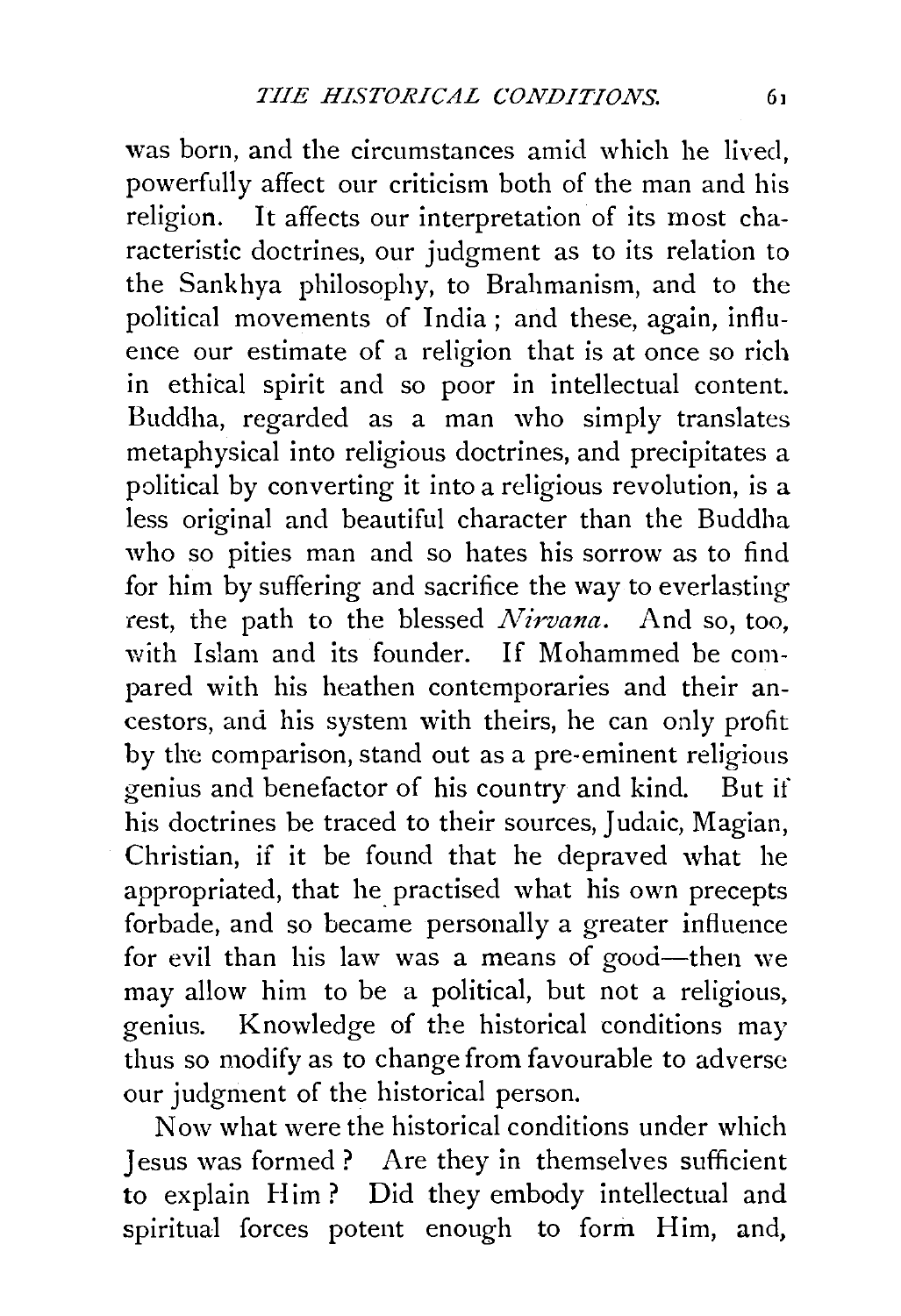was born, and the circumstances amid which he lived, powerfully affect our criticism both of the man and his religion. It affects our interpretation of its most characteristic doctrines, our judgment as to its relation to the Sankhya philosophy, to Brahmanism, and to the political movements of India; and these, again, influence our estimate of a religion that is at once so rich in ethical spirit and so poor in intellectual content. Buddha, regarded as a man who simply translates metaphysical into religious doctrines, and precipitates a political by converting it into a religious revolution, is a less original and beautiful character than the Buddha who so pities man and so hates his sorrow as to find for him by suffering and sacrifice the way to everlasting rest, the path to the blessed *Nirvana*. And so, too, with Islam and its founder. If Mohammed be compared with his heathen contemporaries and their ancestors, and his system with theirs, he can only profit by the comparison, stand out as a pre-eminent religious genius and benefactor of his country and kind. But if his doctrines be traced to their sources, Judaic, Magian, Christian, if it be found that he depraved what he appropriated, that he practised what his own precepts forbade, and so became personally a greater influence for evil than his law was a means of good—then we may allow him to be a political, but not a religious, genius. Knowledge of the historical conditions may thus so modify as to change from favourable to adverse our judgment of the historical person.

Now what were the historical conditions under which Jesus was formed? Are they in themselves sufficient to explain Him? Did they embody intellectual and spiritual forces potent enough to form Him, and,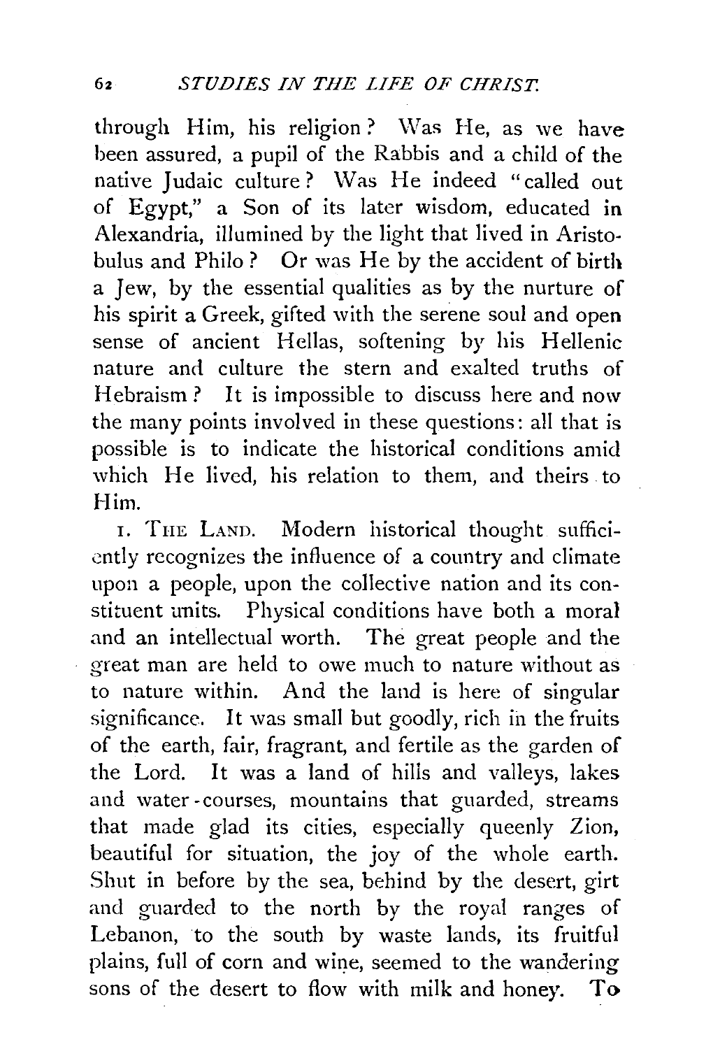through Him, his religion? Was He, as we have been assured, a pupil of the Rabbis and a child of the native Judaic culture? Was He indeed "called out of Egypt," a Son of its later wisdom, educated in Alexandria, illumined by the light that lived in Aristobulus and Philo? Or was He by the accident of birth a Jew, by the essential qualities as by the nurture of his spirit a Greek, gifted with the serene soul and open sense of ancient Hellas, softening by his Hellenic nature and culture the stern and exalted truths of Hebraism? It is impossible to discuss here and now the many points involved in these questions: all that is possible is to indicate the historical conditions amid which He lived, his relation to them, and theirs to Him.

1. THE LAND. Modern historical thought sufficiently recognizes the influence of a country and climate upon a people, upon the collective nation and its constituent units. Physical conditions have both a moral and an intellectual worth. The great people and the great man are held to owe much to nature without as to nature within. And the land is here of singular significance. It was small but goodly, rich in the fruits of the earth, fair, fragrant, and fertile as the garden of the Lord. It was a land of hills and valleys, lakes and water-courses, mountains that guarded, streams that made glad its cities, especially queenly Zion, beautiful for situation, the joy of the whole earth. Shut in before by the sea, behind by the desert, girt and guarded to the north by the royal ranges of Lebanon, to the south by waste lands, its fruitful plains, full of corn and wine, seemed to the wandering sons of the desert to flow with milk and honey. To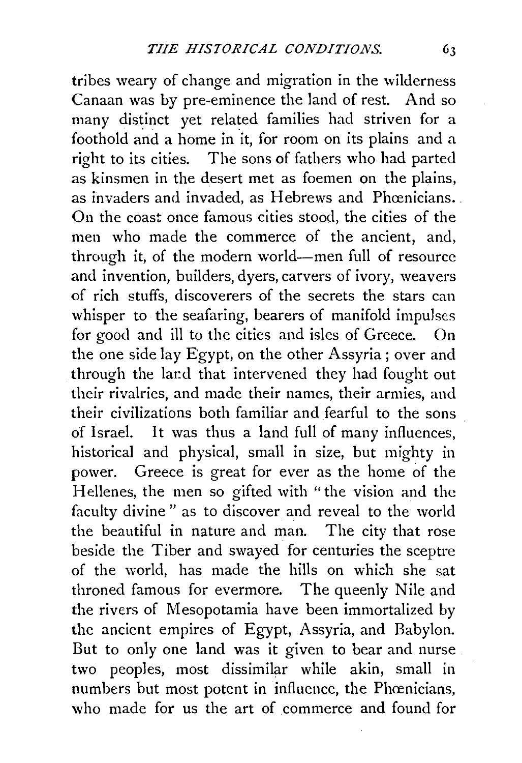tribes weary of change and migration in the wilderness Canaan was by pre-eminence the land of rest. And so many distinct yet related families had striven for a foothold and a home in it, for room on its plains and a right to its cities. The sons of fathers who had parted as kinsmen in the desert met as foemen on the plains, as invaders and invaded, as Hebrews and Phœnicians. On the coast once famous cities stood, the cities of the men who made the commerce of the ancient, and, through it, of the modern world—men full of resource and invention, builders, dyers, carvers of ivory, weavers of rich stuffs, discoverers of the secrets the stars can whisper to the seafaring, bearers of manifold impulses for good and ill to the cities and isles of Greece. On the one side lay Egypt, on the other Assyria; over and through the land that intervened they had fought out their rivalries, and made their names, their armies, and their civilizations both familiar and fearful to the sons of Israel. It was thus a land full of many influences, historical and physical, small in size, but mighty in power. Greece is great for ever as the home of the Hellenes, the men so gifted with "the vision and the faculty divine" as to discover and reveal to the world the beautiful in nature and man. The city that rose beside the Tiber and swayed for centuries the sceptre of the world, has made the hills on which she sat throned famous for evermore. The queenly Nile and the rivers of Mesopotamia have been immortalized by the ancient empires of Egypt, Assyria, and Babylon. But to only one land was it given to bear and nurse two peoples, most dissimilar while akin, small in numbers but most potent in influence, the Phœnicians, who made for us the art of commerce and found for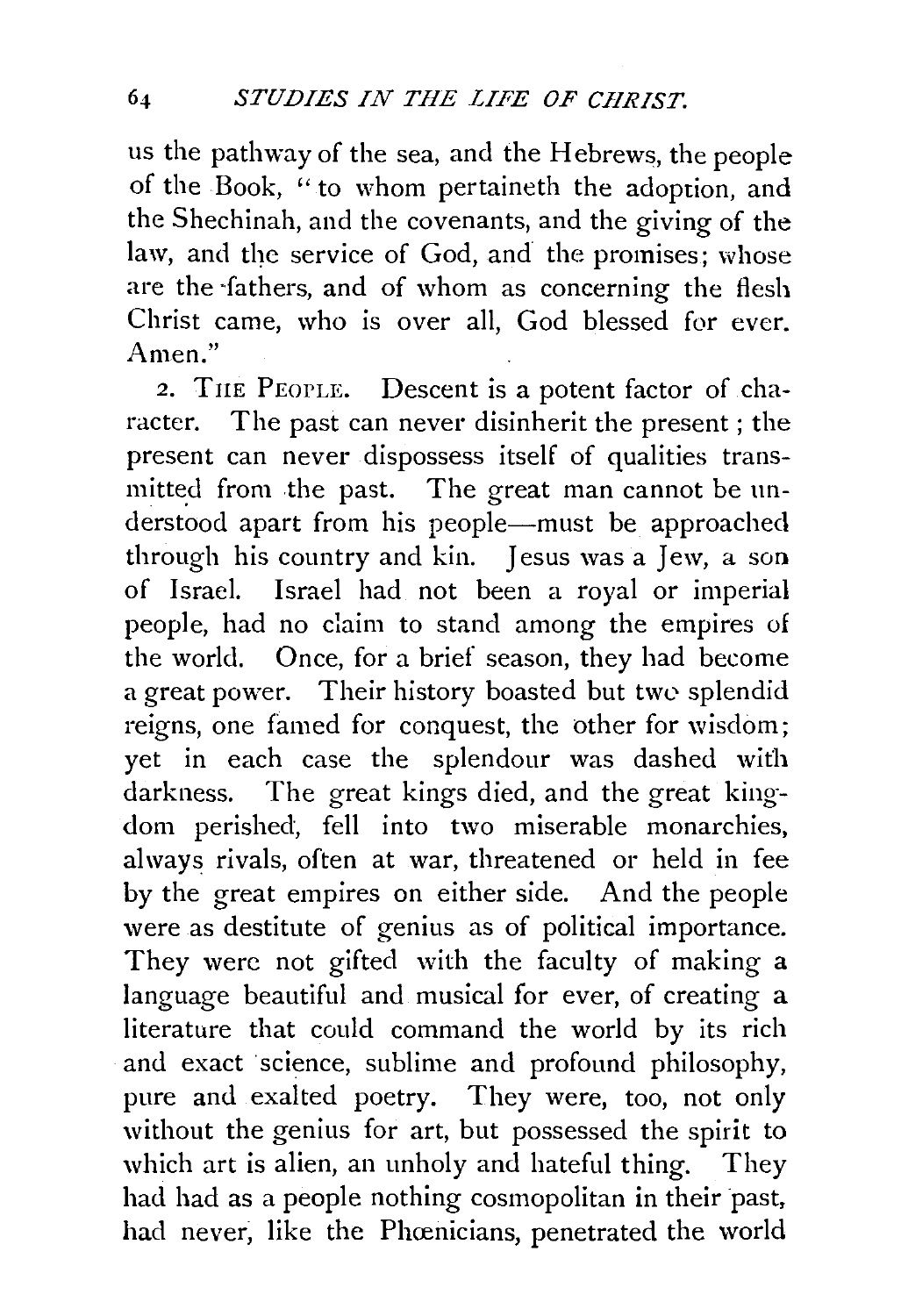us the pathway of the sea, and the Hebrews, the people of the Book, "to whom pertaineth the adoption, and the Shechinah, and the covenants, and the giving of the law, and the service of God, and the promises; whose are the fathers, and of whom as concerning the flesh Christ came, who is over all, God blessed for ever. Amen."

2. The People. Descent is a potent factor of character. The past can never disinherit the present; the present can never dispossess itself of qualities transmitted from the past. The great man cannot be understood apart from his people—must be approached through his country and kin. Jesus was a Jew, a son of Israel. Israel had not been a royal or imperial people, had no claim to stand among the empires of the world. Once, for a brief season, they had become a great power. Their history boasted but two splendid reigns, one famed for conquest, the other for wisdom; yet in each case the splendour was dashed with darkness. The great kings died, and the great kingdom perished, fell into two miserable monarchies, always rivals, often at war, threatened or held in fee by the great empires on either side. And the people were as destitute of genius as of political importance. They were not gifted with the faculty of making a language beautiful and musical for ever, of creating a literature that could command the world by its rich and exact science, sublime and profound philosophy, pure and exalted poetry. They were, too, not only without the genius for art, but possessed the spirit to which art is alien, an unholy and hateful thing. They had had as a people nothing cosmopolitan in their past, had never, like the Phœnicians, penetrated the world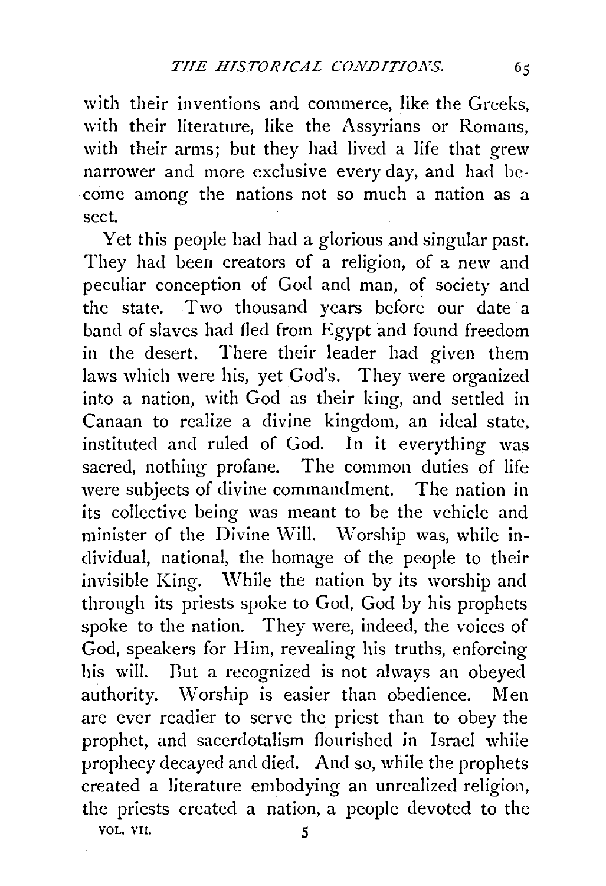with their inventions and commerce, like the Greeks, with their literature, like the Assyrians or Romans, with their arms; but they had lived a life that grew narrower and more exclusive every day, and had become among the nations not so much a nation as a sect.

Yet this people had had a glorious and singular past. They had been creators of a religion, of a new and peculiar conception of God and man, of society and the state. Two thousand years before our date a band of slaves had fled from Egypt and found freedom in the desert. There their leader had given them laws which were his, yet God's. They were organized into a nation, with God as their king, and settled in Canaan to realize a divine kingdom, an ideal state, instituted and ruled of God. In it everything was sacred, nothing profane. The common duties of life were subjects of divine commandment. The nation in its collective being was meant to be the vehicle and minister of the Divine Will. Worship was, while individual, national, the homage of the people to their invisible King. While the nation by its worship and through its priests spoke to God, God by his prophets spoke to the nation. They were, indeed, the voices of God, speakers for Him, revealing his truths, enforcing his will. But a recognized is not always an obeyed authority. Worship is easier than obedience. Men are ever readier to serve the priest than to obey the prophet, and sacerdotalism flourished in Israel while prophecy decayed and died. And so, while the prophets created a literature embodying an unrealized religion, the priests created a nation, a people devoted to the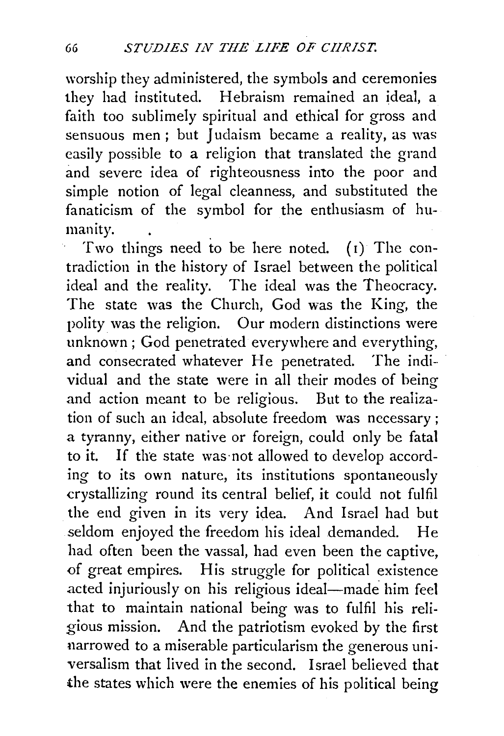worship they administered, the symbols and ceremonies they had instituted. Hebraism remained an ideal, a faith too sublimely spiritual and ethical for gross and sensuous men; but Judaism became a reality, as was easily possible to a religion that translated the grand and severe idea of righteousness into the poor and simple notion of legal cleanness, and substituted the fanaticism of the symbol for the enthusiasm of humanity.

Two things need to be here noted. (1) The contradiction in the history of Israel between the political ideal and the reality. The ideal was the Theocracy. The state was the Church, God was the King, the polity was the religion. Our modern distinctions were unknown; God penetrated everywhere and everything, and consecrated whatever He penetrated. The individual and the state were in all their modes of being and action meant to be religious. But to the realization of such an ideal, absolute freedom was necessary; a tyranny, either native or foreign, could only be fatal to it. If the state was not allowed to develop according to its own nature, its institutions spontaneously crystallizing round its central belief, it could not fulfil the end given in its very idea. And Israel had but seldom enjoyed the freedom his ideal demanded. He had often been the vassal, had even been the captive, of great empires. His struggle for political existence acted injuriously on his religious ideal—made him feel that to maintain national being was to fulfil his religious mission. And the patriotism evoked by the first narrowed to a miserable particularism the generous universalism that lived in the second. Israel believed that the states which were the enemies of his political being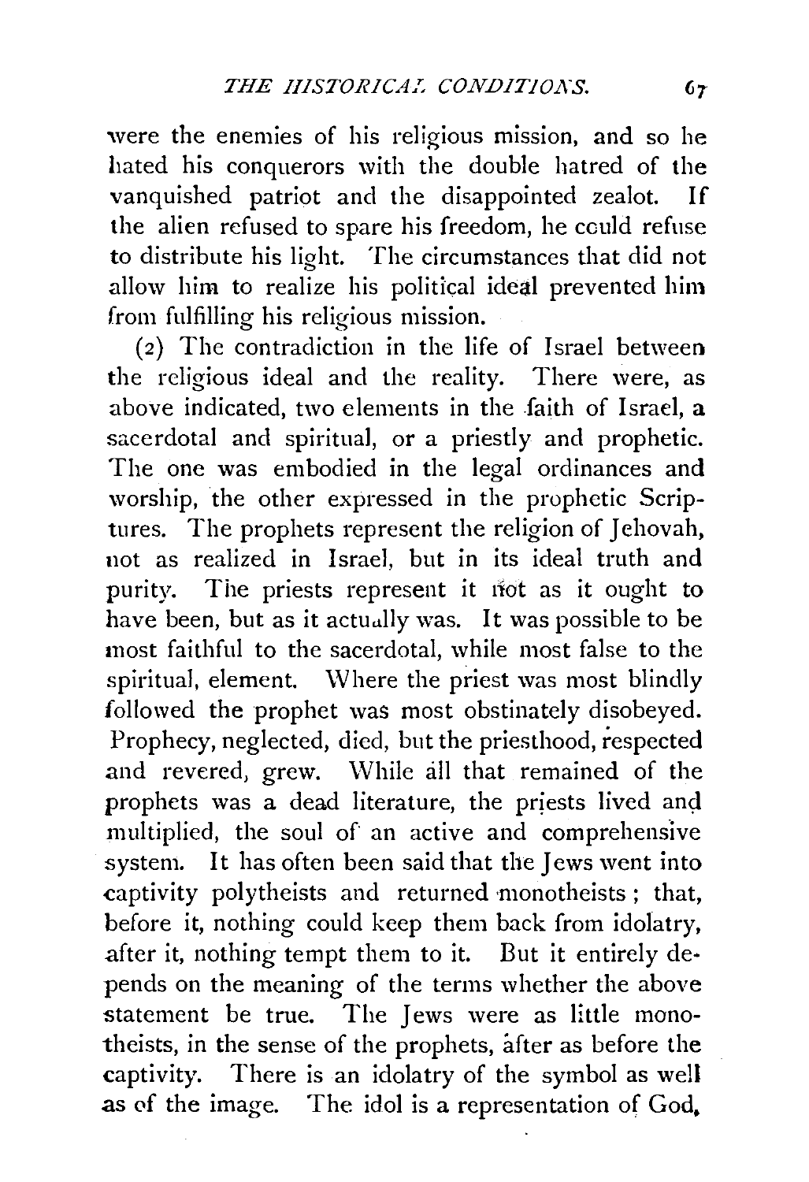were the enemies of his religious mission, and so he hated his conquerors with the double hatred of the vanquished patriot and the disappointed zealot. If the alien refused to spare his freedom, he could refuse to distribute his light. The circumstances that did not allow him to realize his political ideal prevented him from fulfilling his religious mission.

(2) The contradiction in the life of Israel between the religious ideal and the reality. There were, as above indicated, two elements in the faith of Israel, a sacerdotal and spiritual, or a priestly and prophetic. The one was embodied in the legal ordinances and worship, the other expressed in the prophetic Scriptures. The prophets represent the religion of Jehovah, not as realized in Israel, but in its ideal truth and purity. The priests represent it not as it ought to have been, but as it actually was. It was possible to be most faithful to the sacerdotal, while most false to the spiritual, element. Where the priest was most blindly followed the prophet was most obstinately disobeyed. Prophecy, neglected, died, but the priesthood, respected and revered, grew. While all that remained of the prophets was a dead literature, the priests lived and multiplied, the soul of an active and comprehensive system. It has often been said that the Jews went into captivity polytheists and returned monotheists; that, before it, nothing could keep them back from idolatry, after it, nothing tempt them to it. But it entirely depends on the meaning of the terms whether the above statement be true. The Jews were as little monotheists, in the sense of the prophets, after as before the captivity. There is an idolatry of the symbol as well as of the image. The idol is a representation of God,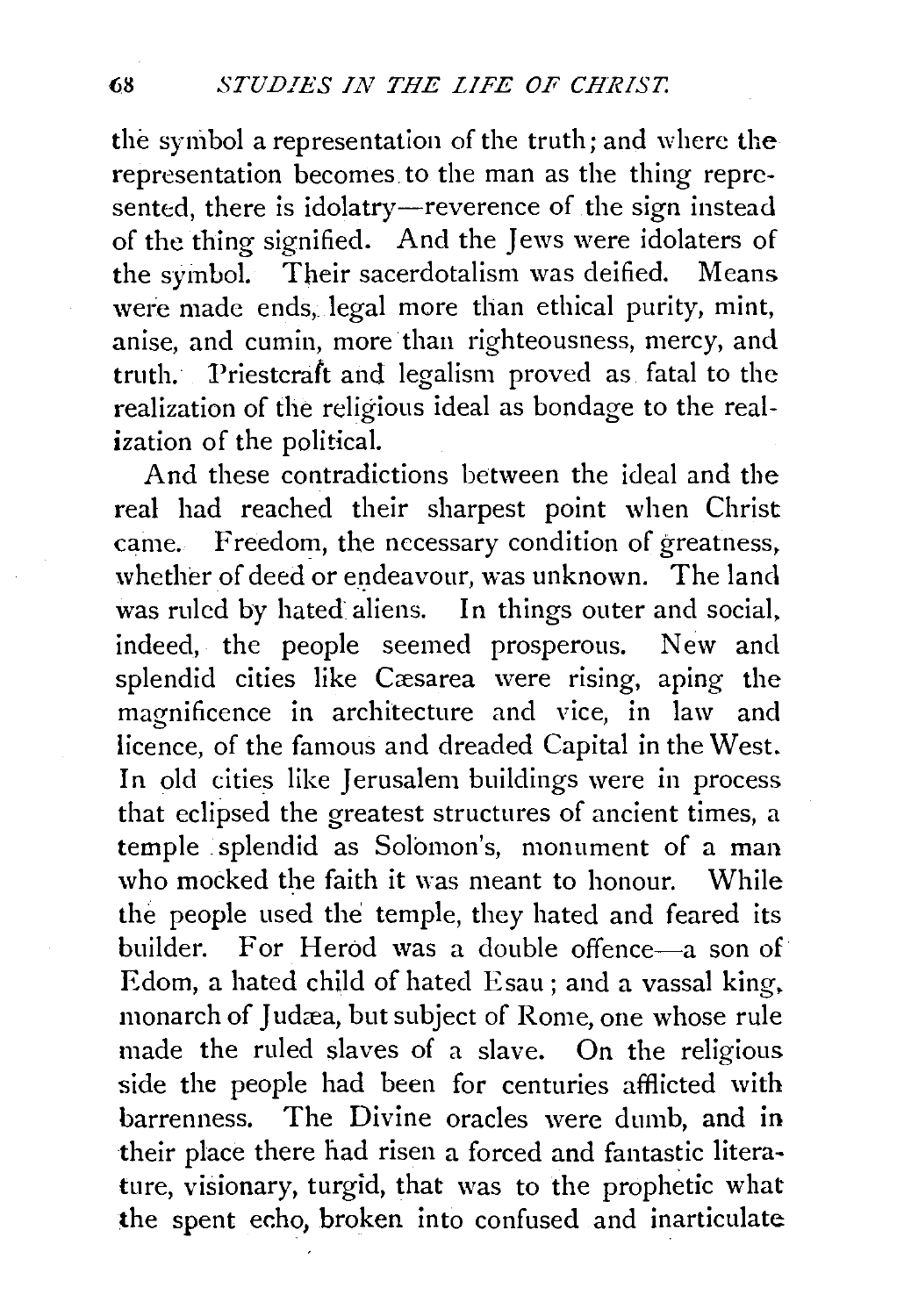the symbol a representation of the truth; and where the representation becomes to the man as the thing represented, there is idolatry—reverence of the sign instead of the thing signified. And the Jews were idolaters of the symbol. Their sacerdotalism was deified. Means were made ends, legal more than ethical purity, mint, anise, and cumin, more than righteousness, mercy, and truth. Priestcraft and legalism proved as fatal to the realization of the religious ideal as bondage to the realization of the political.

And these contradictions between the ideal and the real had reached their sharpest point when Christ came. Freedom, the necessary condition of greatness, whether of deed or endeavour, was unknown. The land was ruled by hated aliens. In things outer and social, indeed, the people seemed prosperous. New and splendid cities like Cæsarea were rising, aping the magnificence in architecture and vice, in law and licence, of the famous and dreaded Capital in the West. In old cities like Jerusalem buildings were in process that eclipsed the greatest structures of ancient times, a temple splendid as Solomon's, monument of a man who mocked the faith it was meant to honour. While the people used the temple, they hated and feared its builder. For Herod was a double offence—a son of Edom, a hated child of hated Esau; and a vassal king, monarch of Judæa, but subject of Rome, one whose rule made the ruled slaves of a slave. On the religious side the people had been for centuries afflicted with barrenness. The Divine oracles were dumb, and in their place there had risen a forced and fantastic literature, visionary, turgid, that was to the prophetic what the spent echo, broken into confused and inarticulate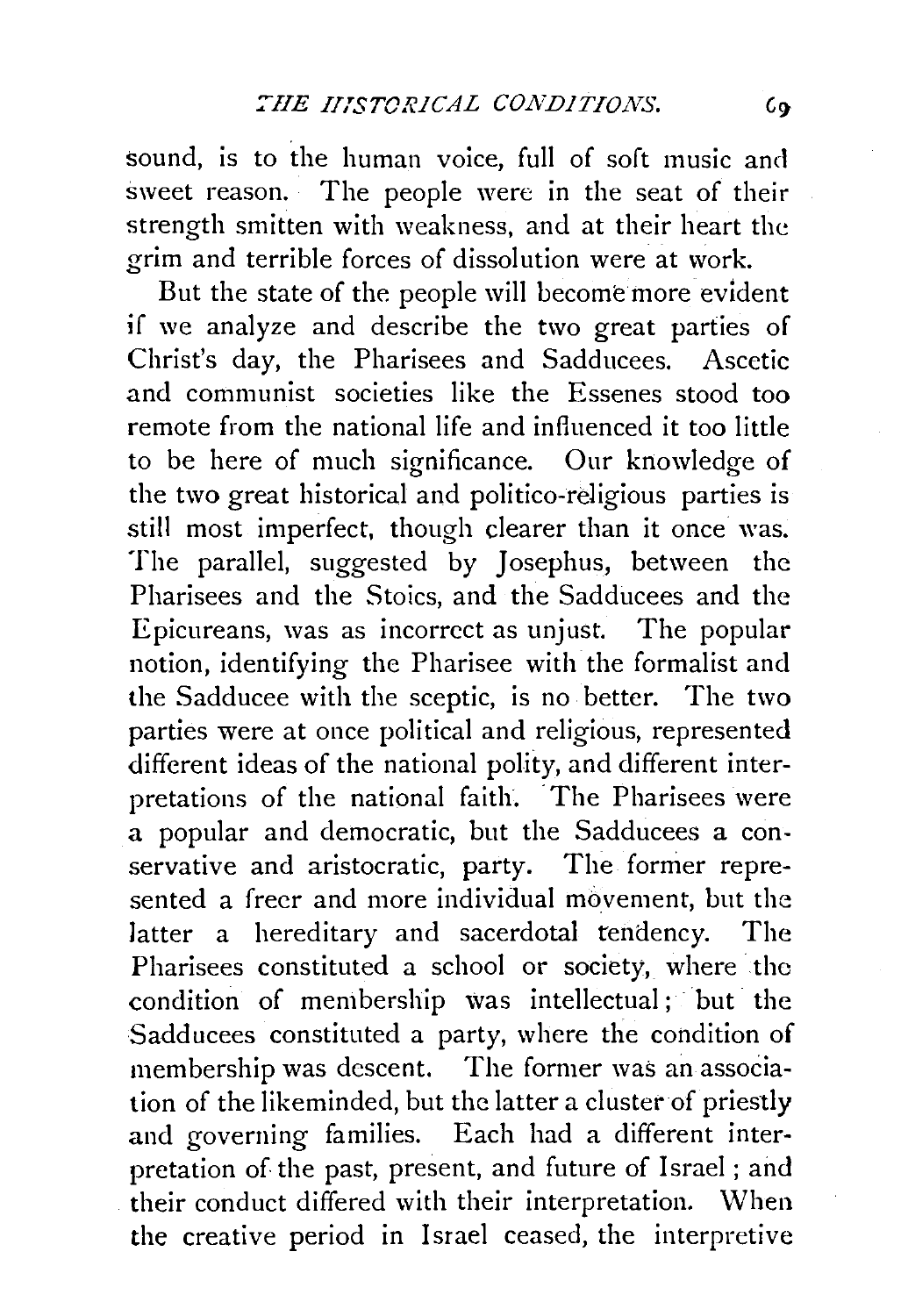sound, is to the human voice, full of soft music and sweet reason. The people were in the seat of their strength smitten with weakness, and at their heart the grim and terrible forces of dissolution were at work.

But the state of the people will become more evident if we analyze and describe the two great parties of Christ's day, the Pharisees and Sadducees. Ascetic and communist societies like the Essenes stood too remote from the national life and influenced it too little to be here of much significance. Our knowledge of the two great historical and politico-religious parties is still most imperfect, though clearer than it once was. The parallel, suggested by Josephus, between the Pharisees and the Stoics, and the Sadducees and the Epicureans, was as incorrect as unjust. The popular notion, identifying the Pharisee with the formalist and the Sadducee with the sceptic, is no better. The two parties were at once political and religious, represented different ideas of the national polity, and different interpretations of the national faith. The Pharisees were a popular and democratic, but the Sadducees a conservative and aristocratic, party. The former represented a freer and more individual movement, but the latter a hereditary and sacerdotal tendency. The Pharisees constituted a school or society, where the condition of membership was intellectual; but the Sadducees constituted a party, where the condition of membership was descent. The former was an association of the likeminded, but the latter a cluster of priestly and governing families. Each had a different interpretation of the past, present, and future of Israel; and their conduct differed with their interpretation. When the creative period in Israel ceased, the interpretive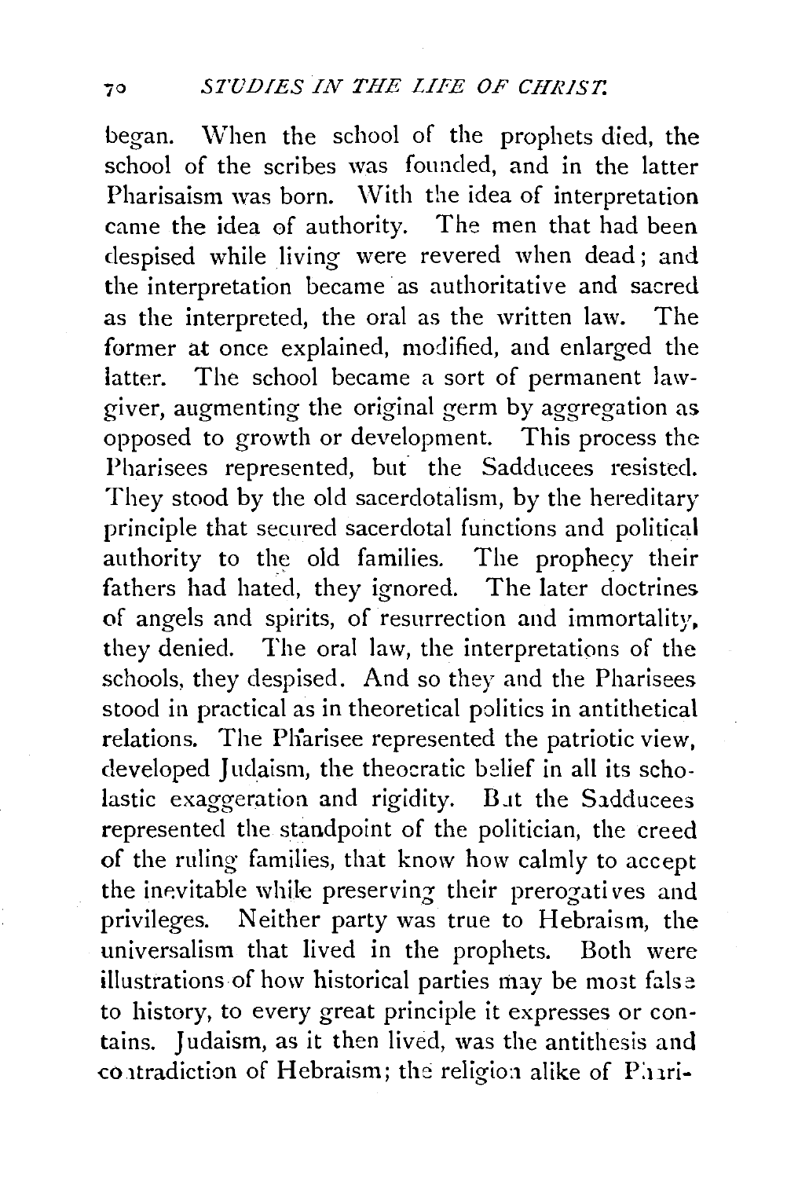began. When the school of the prophets died, the school of the scribes was founded, and in the latter Pharisaism was born. With the idea of interpretation came the idea of authority. The men that had been despised while living were revered when dead; and the interpretation became as authoritative and sacred as the interpreted, the oral as the written law. The former at once explained, modified, and enlarged the latter. The school became a sort of permanent lawgiver, augmenting the original germ by aggregation as opposed to growth or development. This process the Pharisees represented, but the Sadducees resisted. They stood by the old sacerdotalism, by the hereditary principle that secured sacerdotal functions and political authority to the old families. The prophecy their fathers had hated, they ignored. The later doctrines of angels and spirits, of resurrection and immortality, they denied. The oral law, the interpretations of the schools, they despised. And so they and the Pharisees stood in practical as in theoretical politics in antithetical relations. The Pharisee represented the patriotic view, developed Judaism, the theocratic belief in all its scholastic exaggeration and rigidity. But the Sadducees represented the standpoint of the politician, the creed of the ruling families, that know how calmly to accept the inevitable while preserving their prerogatives and privileges. Neither party was true to Hebraism, the universalism that lived in the prophets. Both were illustrations of how historical parties may be most false to history, to every great principle it expresses or contains. Judaism, as it then lived, was the antithesis and contradiction of Hebraism; the religion alike of Phari-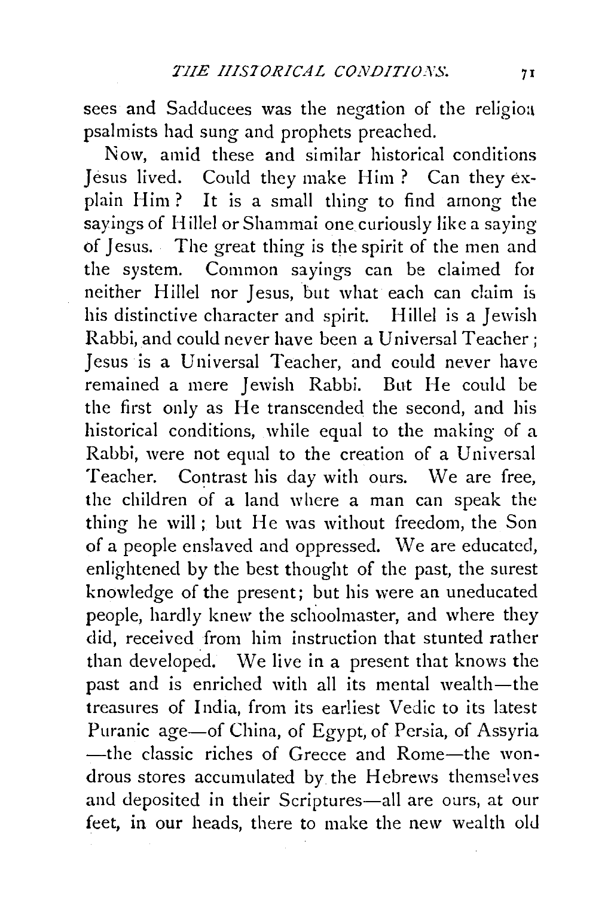sees and Sadducees was the negation of the religion psalmists had sung and prophets preached.

Now, amid these and similar historical conditions Jesus lived. Could they make Him? Can they explain Him? It is a small thing to find among the sayings of Hillel or Shammai one curiously like a saying of Jesus. The great thing is the spirit of the men and the system. Common sayings can be claimed for neither Hillel nor Jesus, but what each can claim is his distinctive character and spirit. Hillel is a Jewish Rabbi, and could never have been a Universal Teacher; Jesus is a Universal Teacher, and could never have remained a mere Jewish Rabbi. But He could be the first only as He transcended the second, and his historical conditions, while equal to the making of a Rabbi, were not equal to the creation of a Universal Teacher. Contrast his day with ours. We are free, the children of a land where a man can speak the thing he will; but He was without freedom, the Son of a people enslaved and oppressed. We are educated, enlightened by the best thought of the past, the surest knowledge of the present; but his were an uneducated people, hardly knew the schoolmaster, and where they did, received from him instruction that stunted rather than developed. We live in a present that knows the past and is enriched with all its mental wealth—the treasures of India, from its earliest Vedic to its latest Puranic age—of China, of Egypt, of Persia, of Assyria—the classic riches of Greece and Rome—the wondrous stores accumulated by the Hebrews themselves and deposited in their Scriptures—all are ours, at our feet, in our heads, there to make the new wealth old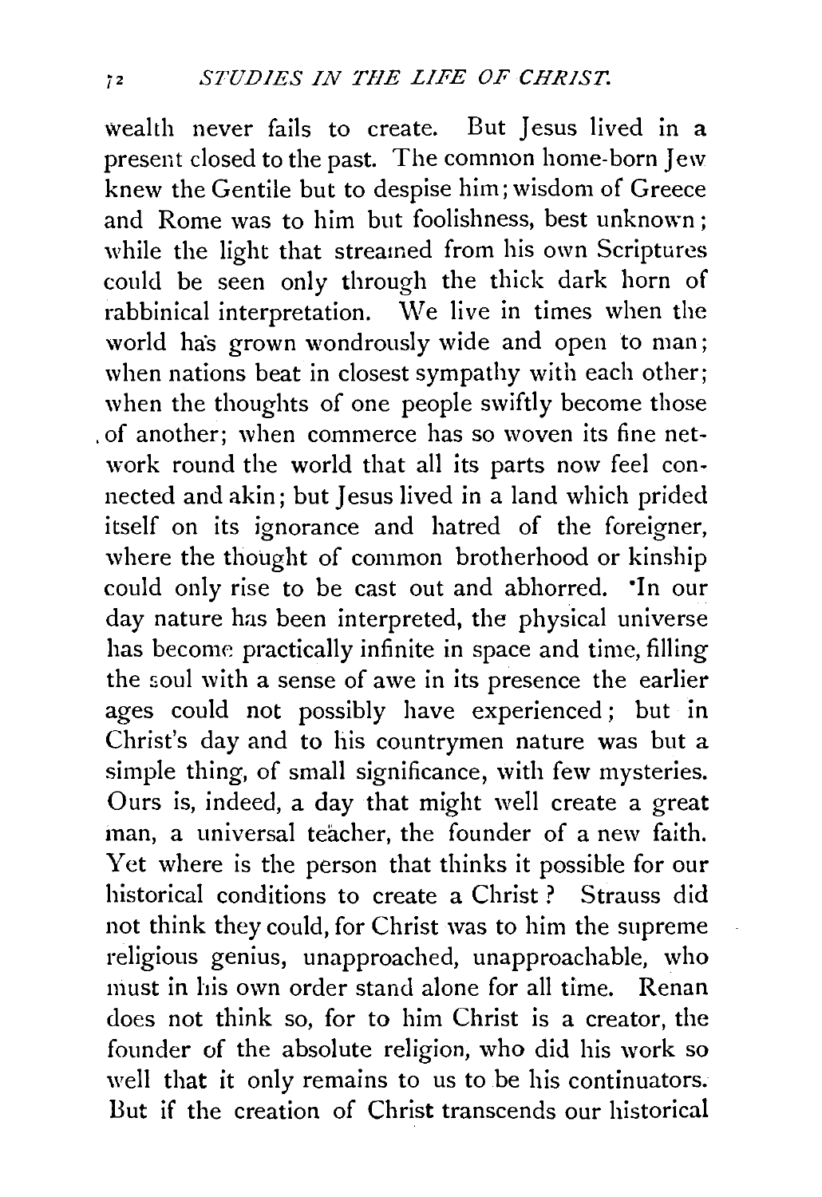wealth never fails to create. But Jesus lived in a present closed to the past. The common home-born Jew knew the Gentile but to despise him; wisdom of Greece and Rome was to him but foolishness, best unknown; while the light that streamed from his own Scriptures could be seen only through the thick dark horn of rabbinical interpretation. We live in times when the world has grown wondrously wide and open to man; when nations beat in closest sympathy with each other; when the thoughts of one people swiftly become those of another; when commerce has so woven its fine network round the world that all its parts now feel connected and akin; but Jesus lived in a land which prided itself on its ignorance and hatred of the foreigner, where the thought of common brotherhood or kinship could only rise to be cast out and abhorred. In our day nature has been interpreted, the physical universe has become practically infinite in space and time, filling the soul with a sense of awe in its presence the earlier ages could not possibly have experienced; but in Christ's day and to his countrymen nature was but a simple thing, of small significance, with few mysteries. Ours is, indeed, a day that might well create a great man, a universal teacher, the founder of a new faith. Yet where is the person that thinks it possible for our historical conditions to create a Christ? Strauss did not think they could, for Christ was to him the supreme religious genius, unapproached, unapproachable, who must in his own order stand alone for all time. Renan does not think so, for to him Christ is a creator, the founder of the absolute religion, who did his work so well that it only remains to us to be his continuators. But if the creation of Christ transcends our historical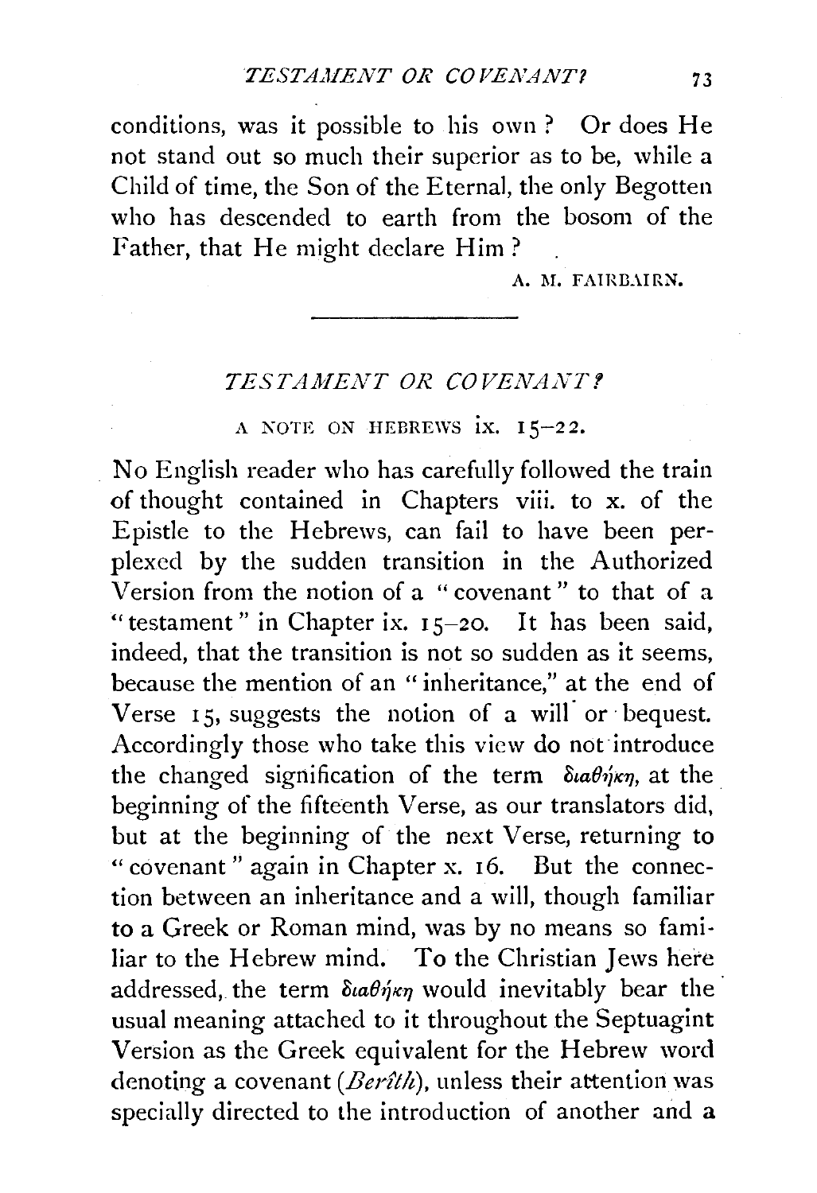conditions, was it possible to his own? Or does He not stand out so much their superior as to be, while a Child of time, the Son of the Eternal, the only Begotten who has descended to earth from the bosom of the Father, that He might declare Him?

A. M. FAIRBAIRN.

---

## *TESTAMENT OR COVENANT?*

### A NOTE ON HEBREWS ix. 15–22.

No English reader who has carefully followed the train of thought contained in Chapters viii. to x. of the Epistle to the Hebrews, can fail to have been perplexed by the sudden transition in the Authorized Version from the notion of a "covenant" to that of a "testament" in Chapter ix. 15–20. It has been said, indeed, that the transition is not so sudden as it seems, because the mention of an "inheritance," at the end of Verse 15, suggests the notion of a will or bequest. Accordingly those who take this view do not introduce the changed signification of the term διαθήκη, at the beginning of the fifteenth Verse, as our translators did, but at the beginning of the next Verse, returning to "covenant" again in Chapter x. 16. But the connection between an inheritance and a will, though familiar to a Greek or Roman mind, was by no means so familiar to the Hebrew mind. To the Christian Jews here addressed, the term διαθήκη would inevitably bear the usual meaning attached to it throughout the Septuagint Version as the Greek equivalent for the Hebrew word denoting a covenant (*Berîth*), unless their attention was specially directed to the introduction of another and a